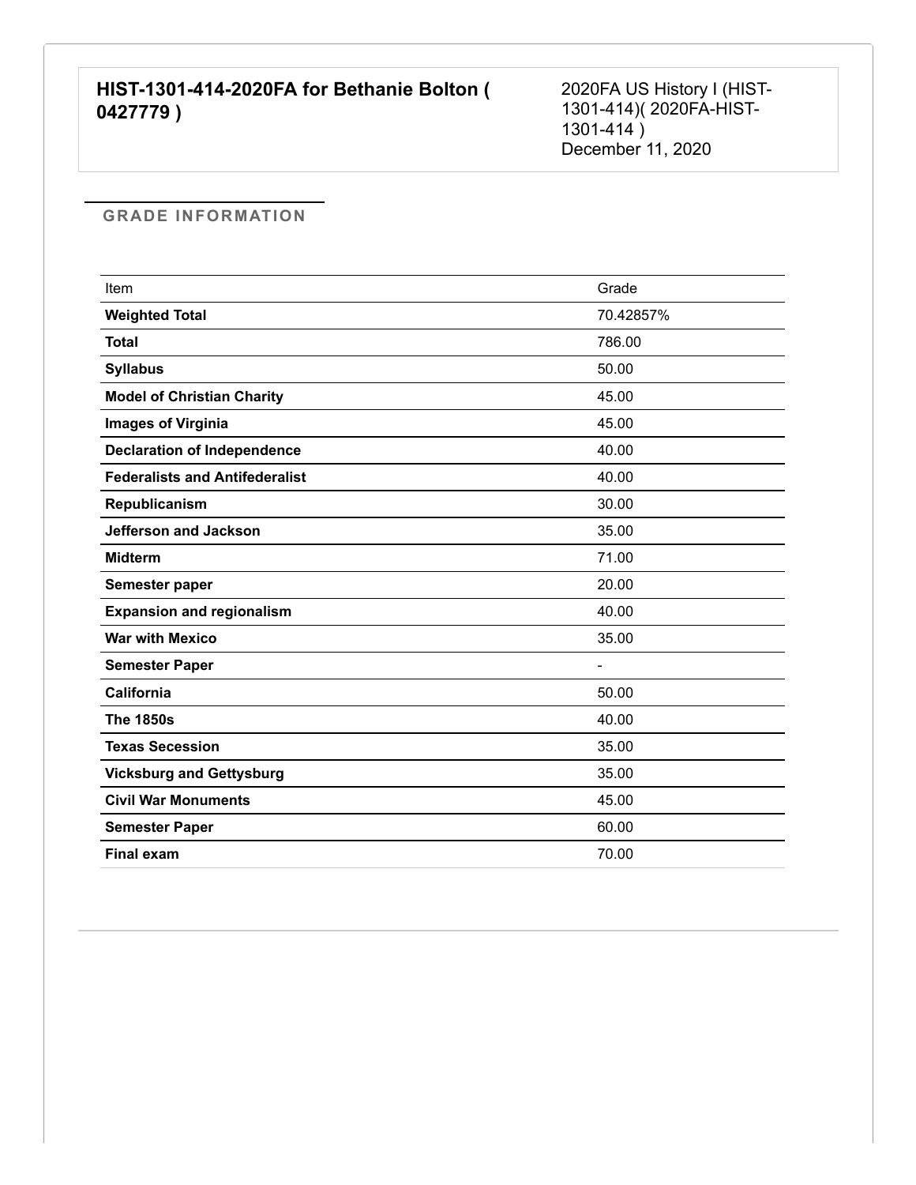**HIST-1301-414-2020FA for Bethanie Bolton ( 0427779 )**

2020FA US History I (HIST-1301-414)( 2020FA-HIST-1301-414 )
December 11, 2020

## GRADE INFORMATION

| Item | Grade |
| --- | --- |
| **Weighted Total** | 70.42857% |
| **Total** | 786.00 |
| **Syllabus** | 50.00 |
| **Model of Christian Charity** | 45.00 |
| **Images of Virginia** | 45.00 |
| **Declaration of Independence** | 40.00 |
| **Federalists and Antifederalist** | 40.00 |
| **Republicanism** | 30.00 |
| **Jefferson and Jackson** | 35.00 |
| **Midterm** | 71.00 |
| **Semester paper** | 20.00 |
| **Expansion and regionalism** | 40.00 |
| **War with Mexico** | 35.00 |
| **Semester Paper** | - |
| **California** | 50.00 |
| **The 1850s** | 40.00 |
| **Texas Secession** | 35.00 |
| **Vicksburg and Gettysburg** | 35.00 |
| **Civil War Monuments** | 45.00 |
| **Semester Paper** | 60.00 |
| **Final exam** | 70.00 |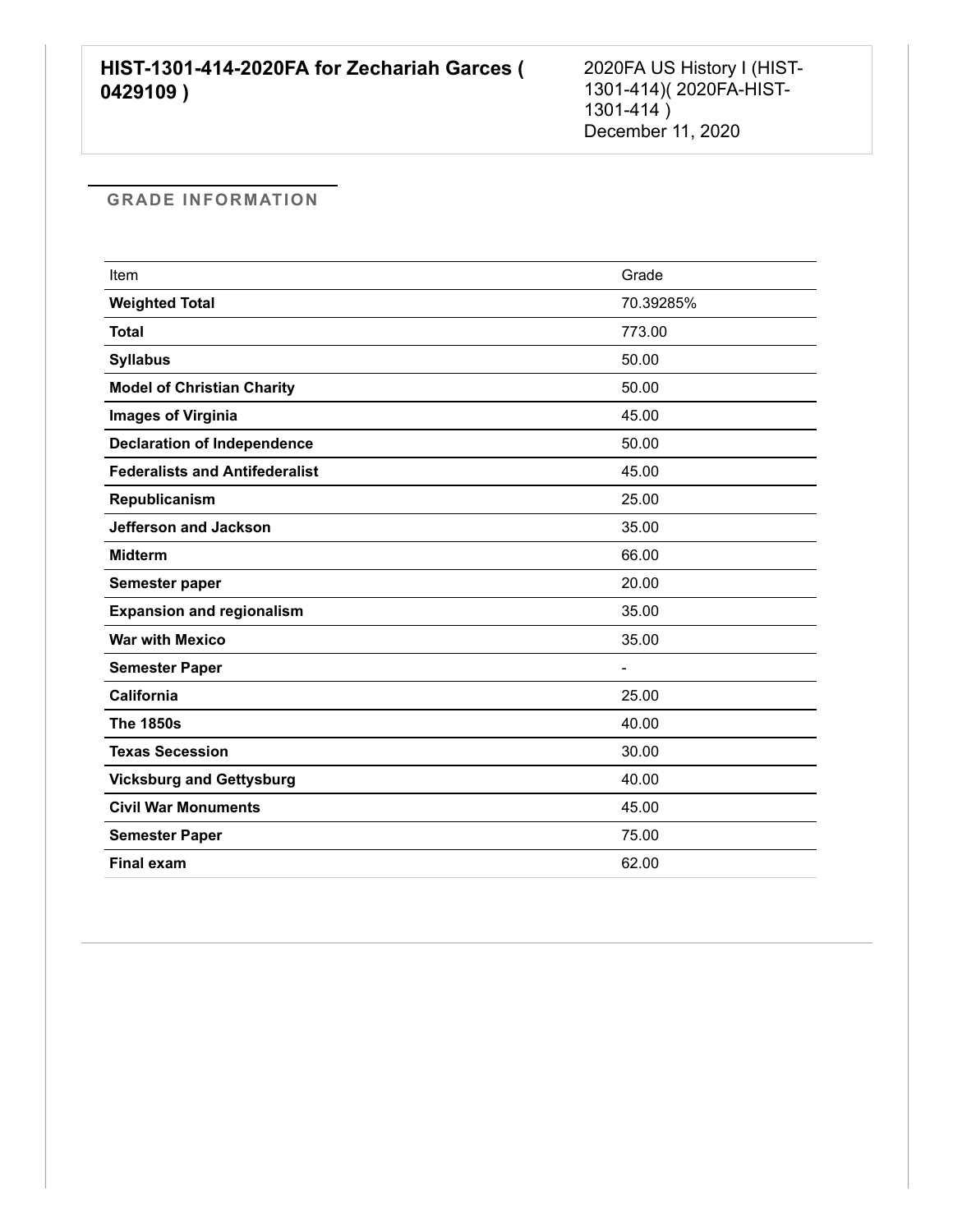**HIST-1301-414-2020FA for Zechariah Garces ( 0429109 )**

2020FA US History I (HIST-1301-414)( 2020FA-HIST-1301-414 )
December 11, 2020

## GRADE INFORMATION

| Item | Grade |
| --- | --- |
| **Weighted Total** | 70.39285% |
| **Total** | 773.00 |
| **Syllabus** | 50.00 |
| **Model of Christian Charity** | 50.00 |
| **Images of Virginia** | 45.00 |
| **Declaration of Independence** | 50.00 |
| **Federalists and Antifederalist** | 45.00 |
| **Republicanism** | 25.00 |
| **Jefferson and Jackson** | 35.00 |
| **Midterm** | 66.00 |
| **Semester paper** | 20.00 |
| **Expansion and regionalism** | 35.00 |
| **War with Mexico** | 35.00 |
| **Semester Paper** | - |
| **California** | 25.00 |
| **The 1850s** | 40.00 |
| **Texas Secession** | 30.00 |
| **Vicksburg and Gettysburg** | 40.00 |
| **Civil War Monuments** | 45.00 |
| **Semester Paper** | 75.00 |
| **Final exam** | 62.00 |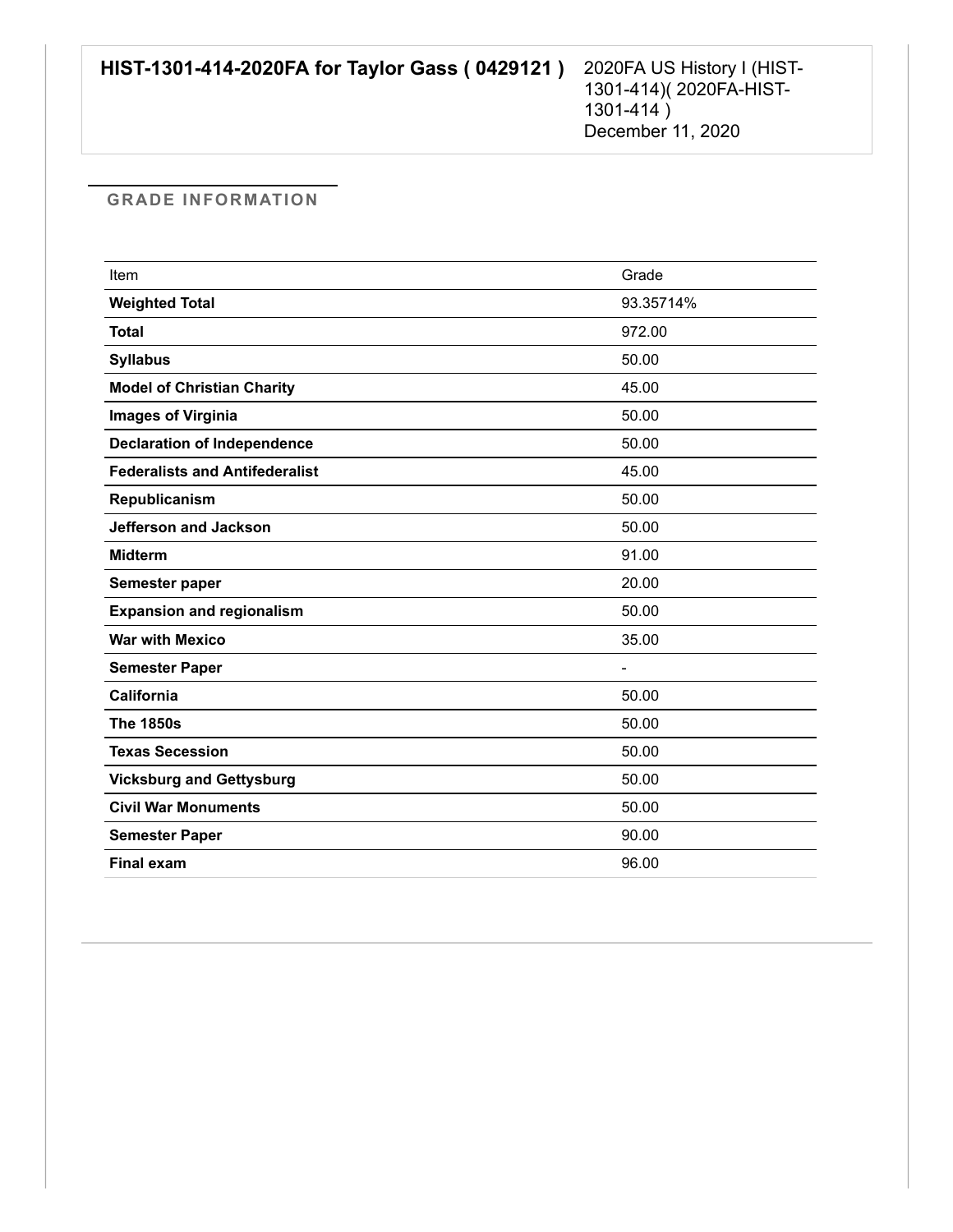| **HIST-1301-414-2020FA for Taylor Gass ( 0429121 )** | 2020FA US History I (HIST-1301-414)( 2020FA-HIST-1301-414 ) December 11, 2020 |
|---|---|

## GRADE INFORMATION

| Item | Grade |
|---|---|
| **Weighted Total** | 93.35714% |
| **Total** | 972.00 |
| **Syllabus** | 50.00 |
| **Model of Christian Charity** | 45.00 |
| **Images of Virginia** | 50.00 |
| **Declaration of Independence** | 50.00 |
| **Federalists and Antifederalist** | 45.00 |
| **Republicanism** | 50.00 |
| **Jefferson and Jackson** | 50.00 |
| **Midterm** | 91.00 |
| **Semester paper** | 20.00 |
| **Expansion and regionalism** | 50.00 |
| **War with Mexico** | 35.00 |
| **Semester Paper** | - |
| **California** | 50.00 |
| **The 1850s** | 50.00 |
| **Texas Secession** | 50.00 |
| **Vicksburg and Gettysburg** | 50.00 |
| **Civil War Monuments** | 50.00 |
| **Semester Paper** | 90.00 |
| **Final exam** | 96.00 |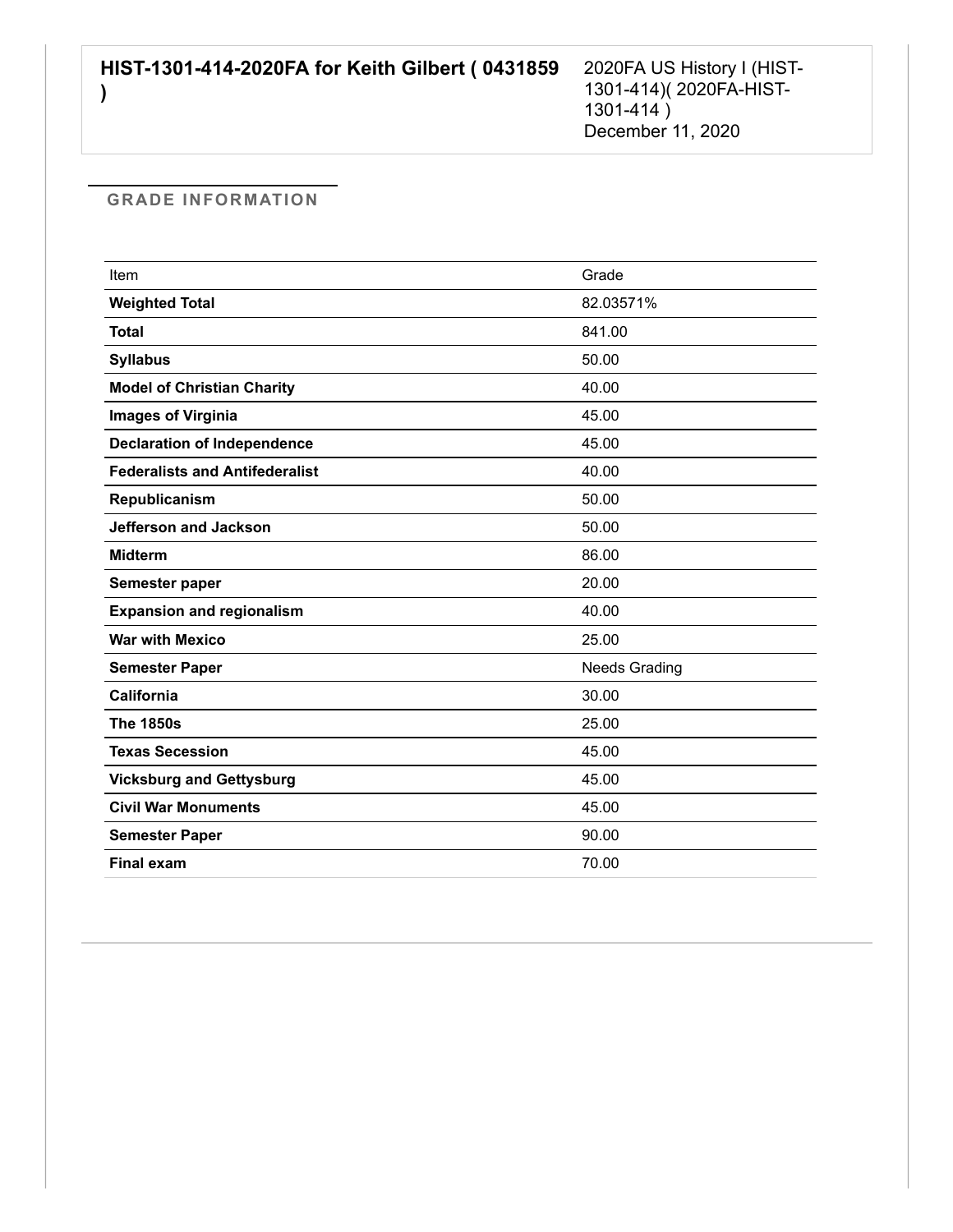**HIST-1301-414-2020FA for Keith Gilbert ( 0431859 )**

2020FA US History I (HIST-1301-414)( 2020FA-HIST-1301-414 )
December 11, 2020

## GRADE INFORMATION

| Item | Grade |
| --- | --- |
| **Weighted Total** | 82.03571% |
| **Total** | 841.00 |
| **Syllabus** | 50.00 |
| **Model of Christian Charity** | 40.00 |
| **Images of Virginia** | 45.00 |
| **Declaration of Independence** | 45.00 |
| **Federalists and Antifederalist** | 40.00 |
| **Republicanism** | 50.00 |
| **Jefferson and Jackson** | 50.00 |
| **Midterm** | 86.00 |
| **Semester paper** | 20.00 |
| **Expansion and regionalism** | 40.00 |
| **War with Mexico** | 25.00 |
| **Semester Paper** | Needs Grading |
| **California** | 30.00 |
| **The 1850s** | 25.00 |
| **Texas Secession** | 45.00 |
| **Vicksburg and Gettysburg** | 45.00 |
| **Civil War Monuments** | 45.00 |
| **Semester Paper** | 90.00 |
| **Final exam** | 70.00 |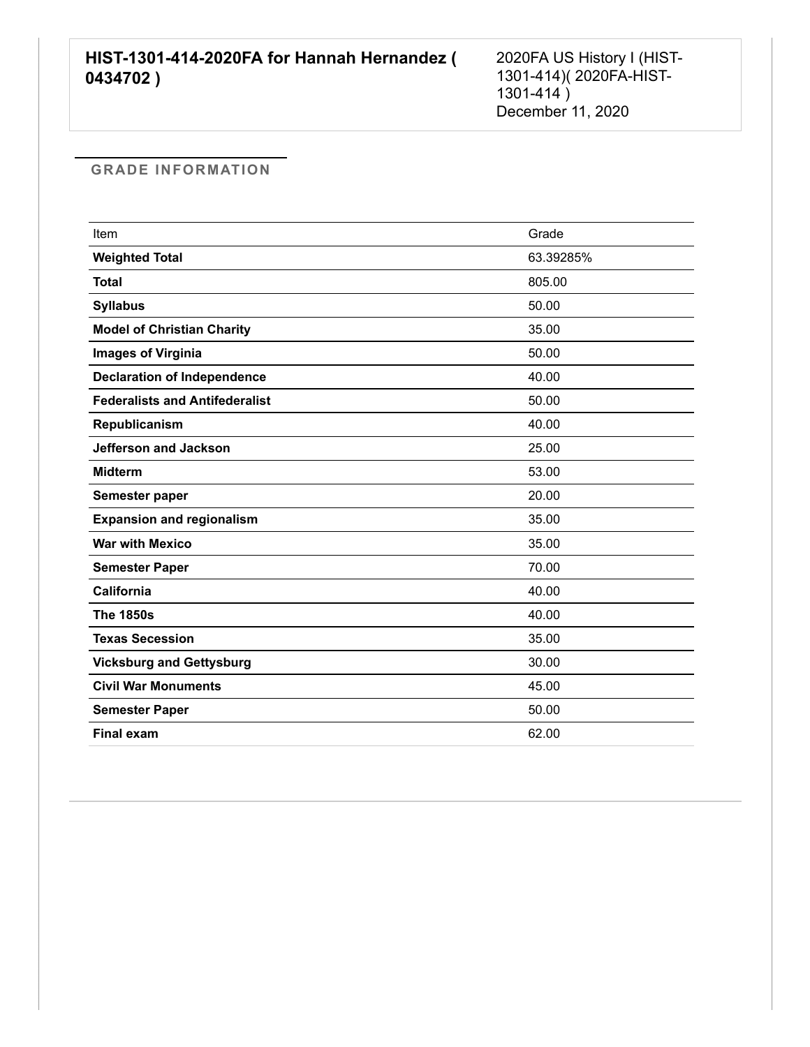**HIST-1301-414-2020FA for Hannah Hernandez ( 0434702 )**

2020FA US History I (HIST-1301-414)( 2020FA-HIST-1301-414 )
December 11, 2020

## GRADE INFORMATION

| Item | Grade |
| --- | --- |
| **Weighted Total** | 63.39285% |
| **Total** | 805.00 |
| **Syllabus** | 50.00 |
| **Model of Christian Charity** | 35.00 |
| **Images of Virginia** | 50.00 |
| **Declaration of Independence** | 40.00 |
| **Federalists and Antifederalist** | 50.00 |
| **Republicanism** | 40.00 |
| **Jefferson and Jackson** | 25.00 |
| **Midterm** | 53.00 |
| **Semester paper** | 20.00 |
| **Expansion and regionalism** | 35.00 |
| **War with Mexico** | 35.00 |
| **Semester Paper** | 70.00 |
| **California** | 40.00 |
| **The 1850s** | 40.00 |
| **Texas Secession** | 35.00 |
| **Vicksburg and Gettysburg** | 30.00 |
| **Civil War Monuments** | 45.00 |
| **Semester Paper** | 50.00 |
| **Final exam** | 62.00 |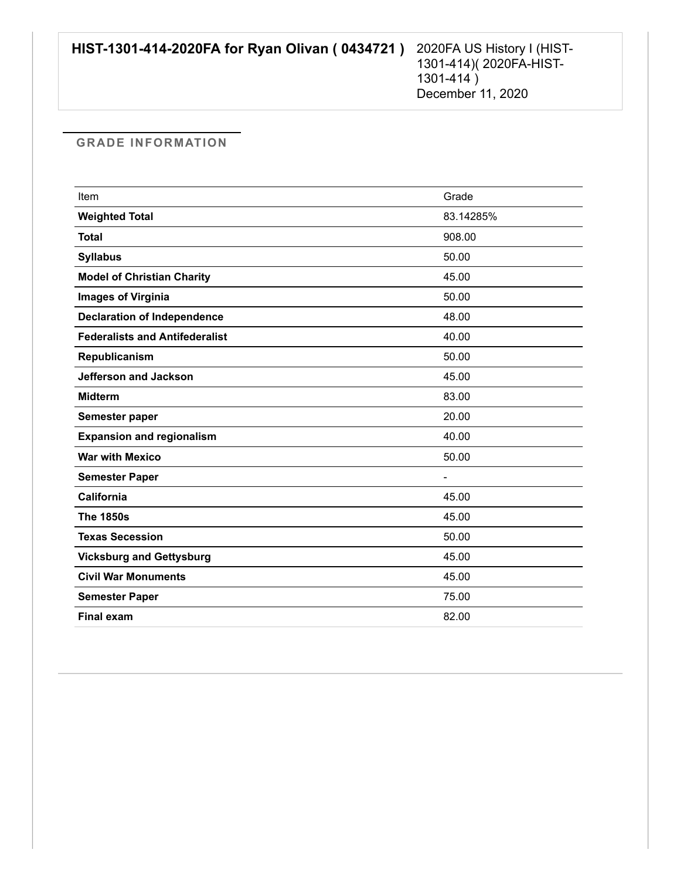**HIST-1301-414-2020FA for Ryan Olivan ( 0434721 )** 2020FA US History I (HIST-1301-414)( 2020FA-HIST-1301-414 )
December 11, 2020

## GRADE INFORMATION

| Item | Grade |
|---|---|
| **Weighted Total** | 83.14285% |
| **Total** | 908.00 |
| **Syllabus** | 50.00 |
| **Model of Christian Charity** | 45.00 |
| **Images of Virginia** | 50.00 |
| **Declaration of Independence** | 48.00 |
| **Federalists and Antifederalist** | 40.00 |
| **Republicanism** | 50.00 |
| **Jefferson and Jackson** | 45.00 |
| **Midterm** | 83.00 |
| **Semester paper** | 20.00 |
| **Expansion and regionalism** | 40.00 |
| **War with Mexico** | 50.00 |
| **Semester Paper** | - |
| **California** | 45.00 |
| **The 1850s** | 45.00 |
| **Texas Secession** | 50.00 |
| **Vicksburg and Gettysburg** | 45.00 |
| **Civil War Monuments** | 45.00 |
| **Semester Paper** | 75.00 |
| **Final exam** | 82.00 |